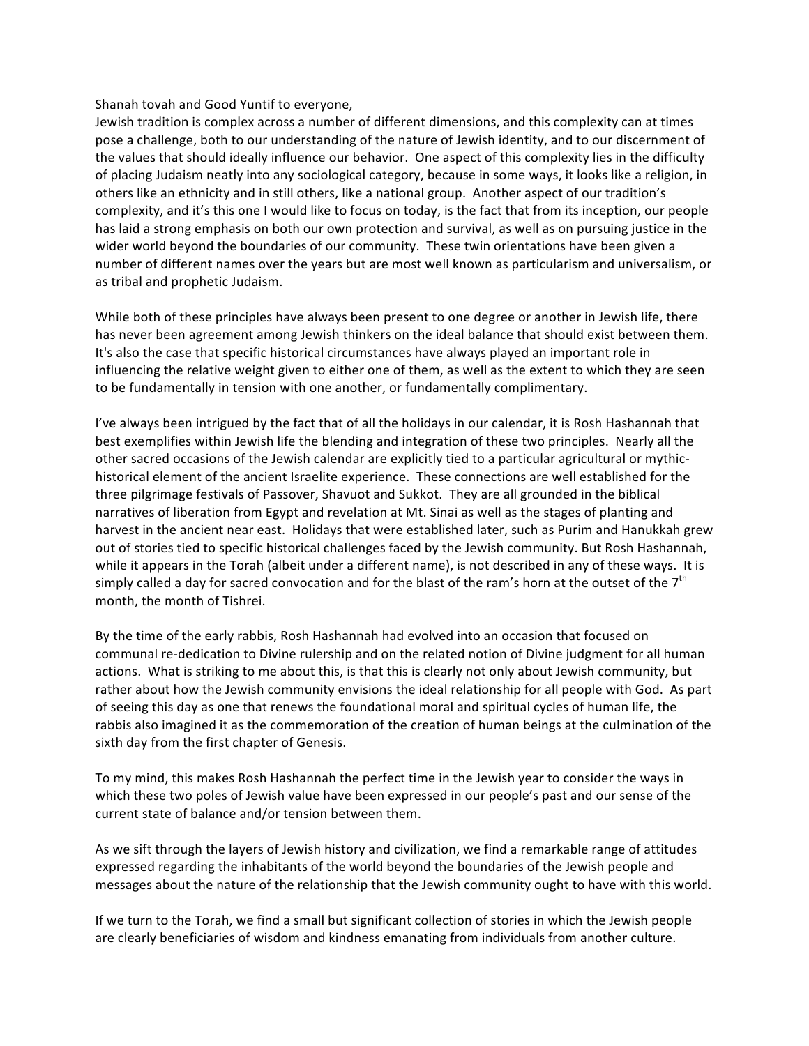Shanah tovah and Good Yuntif to everyone,

Jewish tradition is complex across a number of different dimensions, and this complexity can at times pose a challenge, both to our understanding of the nature of Jewish identity, and to our discernment of the values that should ideally influence our behavior. One aspect of this complexity lies in the difficulty of placing Judaism neatly into any sociological category, because in some ways, it looks like a religion, in others like an ethnicity and in still others, like a national group. Another aspect of our tradition's complexity, and it's this one I would like to focus on today, is the fact that from its inception, our people has laid a strong emphasis on both our own protection and survival, as well as on pursuing justice in the wider world beyond the boundaries of our community. These twin orientations have been given a number of different names over the years but are most well known as particularism and universalism, or as tribal and prophetic Judaism.

While both of these principles have always been present to one degree or another in Jewish life, there has never been agreement among Jewish thinkers on the ideal balance that should exist between them. It's also the case that specific historical circumstances have always played an important role in influencing the relative weight given to either one of them, as well as the extent to which they are seen to be fundamentally in tension with one another, or fundamentally complimentary.

I've always been intrigued by the fact that of all the holidays in our calendar, it is Rosh Hashannah that best exemplifies within Jewish life the blending and integration of these two principles. Nearly all the other sacred occasions of the Jewish calendar are explicitly tied to a particular agricultural or mythic-historical element of the ancient Israelite experience. These connections are well established for the three pilgrimage festivals of Passover, Shavuot and Sukkot. They are all grounded in the biblical narratives of liberation from Egypt and revelation at Mt. Sinai as well as the stages of planting and harvest in the ancient near east. Holidays that were established later, such as Purim and Hanukkah grew out of stories tied to specific historical challenges faced by the Jewish community. But Rosh Hashannah, while it appears in the Torah (albeit under a different name), is not described in any of these ways. It is simply called a day for sacred convocation and for the blast of the ram's horn at the outset of the 7th month, the month of Tishrei.

By the time of the early rabbis, Rosh Hashannah had evolved into an occasion that focused on communal re-dedication to Divine rulership and on the related notion of Divine judgment for all human actions. What is striking to me about this, is that this is clearly not only about Jewish community, but rather about how the Jewish community envisions the ideal relationship for all people with God. As part of seeing this day as one that renews the foundational moral and spiritual cycles of human life, the rabbis also imagined it as the commemoration of the creation of human beings at the culmination of the sixth day from the first chapter of Genesis.

To my mind, this makes Rosh Hashannah the perfect time in the Jewish year to consider the ways in which these two poles of Jewish value have been expressed in our people's past and our sense of the current state of balance and/or tension between them.

As we sift through the layers of Jewish history and civilization, we find a remarkable range of attitudes expressed regarding the inhabitants of the world beyond the boundaries of the Jewish people and messages about the nature of the relationship that the Jewish community ought to have with this world.

If we turn to the Torah, we find a small but significant collection of stories in which the Jewish people are clearly beneficiaries of wisdom and kindness emanating from individuals from another culture.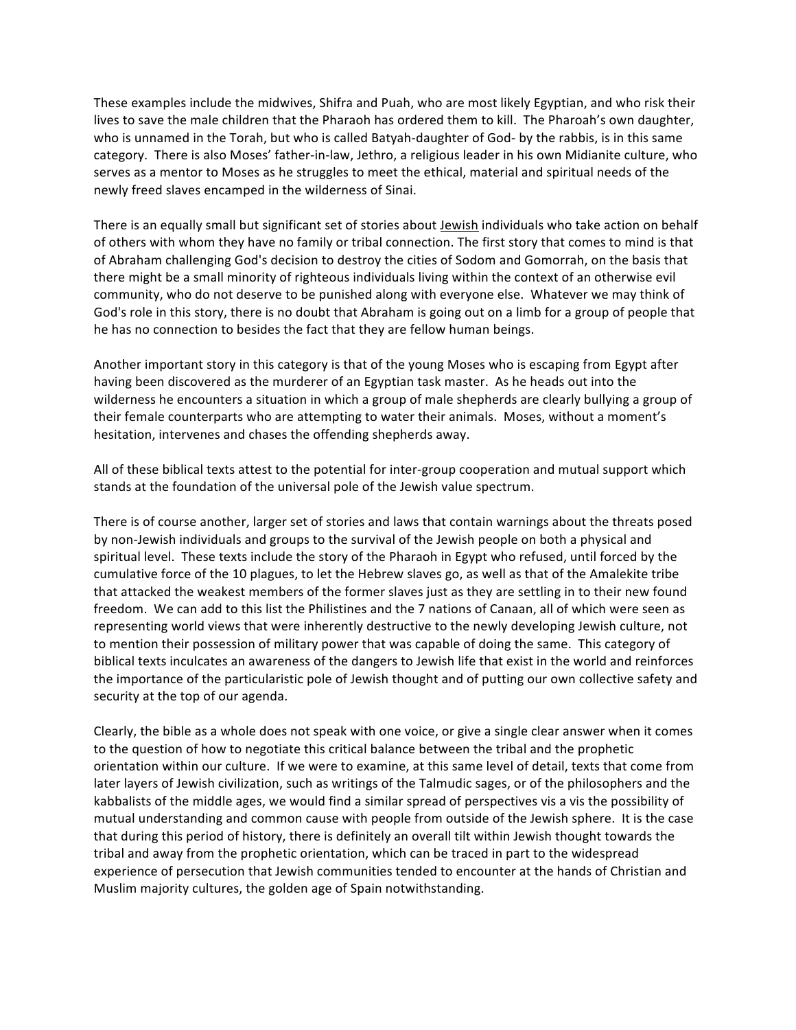These examples include the midwives, Shifra and Puah, who are most likely Egyptian, and who risk their lives to save the male children that the Pharaoh has ordered them to kill. The Pharoah's own daughter, who is unnamed in the Torah, but who is called Batyah-daughter of God- by the rabbis, is in this same category. There is also Moses' father-in-law, Jethro, a religious leader in his own Midianite culture, who serves as a mentor to Moses as he struggles to meet the ethical, material and spiritual needs of the newly freed slaves encamped in the wilderness of Sinai.

There is an equally small but significant set of stories about Jewish individuals who take action on behalf of others with whom they have no family or tribal connection. The first story that comes to mind is that of Abraham challenging God's decision to destroy the cities of Sodom and Gomorrah, on the basis that there might be a small minority of righteous individuals living within the context of an otherwise evil community, who do not deserve to be punished along with everyone else. Whatever we may think of God's role in this story, there is no doubt that Abraham is going out on a limb for a group of people that he has no connection to besides the fact that they are fellow human beings.

Another important story in this category is that of the young Moses who is escaping from Egypt after having been discovered as the murderer of an Egyptian task master. As he heads out into the wilderness he encounters a situation in which a group of male shepherds are clearly bullying a group of their female counterparts who are attempting to water their animals. Moses, without a moment's hesitation, intervenes and chases the offending shepherds away.

All of these biblical texts attest to the potential for inter-group cooperation and mutual support which stands at the foundation of the universal pole of the Jewish value spectrum.

There is of course another, larger set of stories and laws that contain warnings about the threats posed by non-Jewish individuals and groups to the survival of the Jewish people on both a physical and spiritual level. These texts include the story of the Pharaoh in Egypt who refused, until forced by the cumulative force of the 10 plagues, to let the Hebrew slaves go, as well as that of the Amalekite tribe that attacked the weakest members of the former slaves just as they are settling in to their new found freedom. We can add to this list the Philistines and the 7 nations of Canaan, all of which were seen as representing world views that were inherently destructive to the newly developing Jewish culture, not to mention their possession of military power that was capable of doing the same. This category of biblical texts inculcates an awareness of the dangers to Jewish life that exist in the world and reinforces the importance of the particularistic pole of Jewish thought and of putting our own collective safety and security at the top of our agenda.

Clearly, the bible as a whole does not speak with one voice, or give a single clear answer when it comes to the question of how to negotiate this critical balance between the tribal and the prophetic orientation within our culture. If we were to examine, at this same level of detail, texts that come from later layers of Jewish civilization, such as writings of the Talmudic sages, or of the philosophers and the kabbalists of the middle ages, we would find a similar spread of perspectives vis a vis the possibility of mutual understanding and common cause with people from outside of the Jewish sphere. It is the case that during this period of history, there is definitely an overall tilt within Jewish thought towards the tribal and away from the prophetic orientation, which can be traced in part to the widespread experience of persecution that Jewish communities tended to encounter at the hands of Christian and Muslim majority cultures, the golden age of Spain notwithstanding.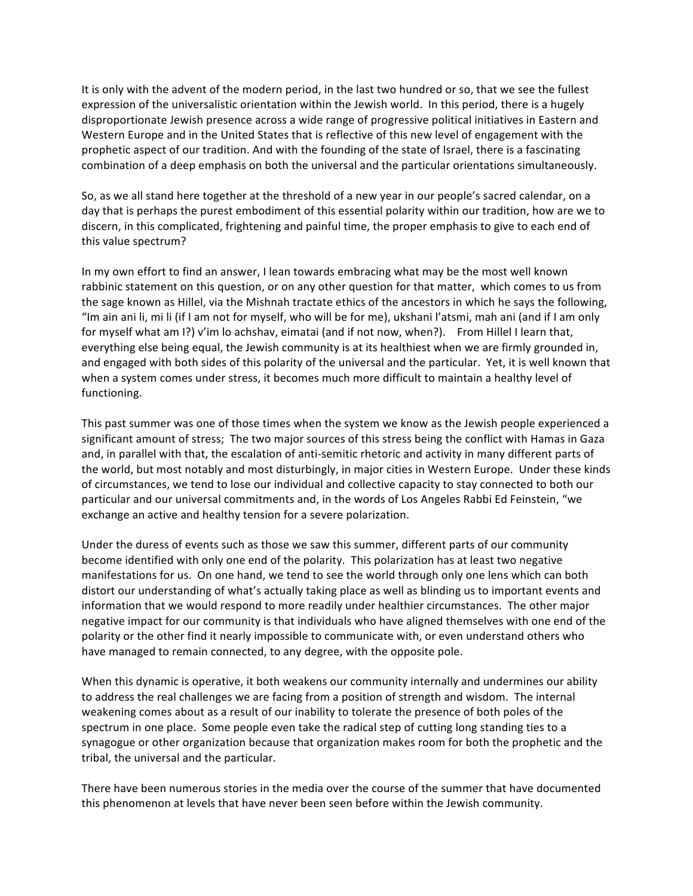It is only with the advent of the modern period, in the last two hundred or so, that we see the fullest expression of the universalistic orientation within the Jewish world. In this period, there is a hugely disproportionate Jewish presence across a wide range of progressive political initiatives in Eastern and Western Europe and in the United States that is reflective of this new level of engagement with the prophetic aspect of our tradition. And with the founding of the state of Israel, there is a fascinating combination of a deep emphasis on both the universal and the particular orientations simultaneously.

So, as we all stand here together at the threshold of a new year in our people's sacred calendar, on a day that is perhaps the purest embodiment of this essential polarity within our tradition, how are we to discern, in this complicated, frightening and painful time, the proper emphasis to give to each end of this value spectrum?

In my own effort to find an answer, I lean towards embracing what may be the most well known rabbinic statement on this question, or on any other question for that matter, which comes to us from the sage known as Hillel, via the Mishnah tractate ethics of the ancestors in which he says the following, "Im ain ani li, mi li (if I am not for myself, who will be for me), ukshani l'atsmi, mah ani (and if I am only for myself what am I?) v'im lo achshav, eimatai (and if not now, when?). From Hillel I learn that, everything else being equal, the Jewish community is at its healthiest when we are firmly grounded in, and engaged with both sides of this polarity of the universal and the particular. Yet, it is well known that when a system comes under stress, it becomes much more difficult to maintain a healthy level of functioning.

This past summer was one of those times when the system we know as the Jewish people experienced a significant amount of stress; The two major sources of this stress being the conflict with Hamas in Gaza and, in parallel with that, the escalation of anti-semitic rhetoric and activity in many different parts of the world, but most notably and most disturbingly, in major cities in Western Europe. Under these kinds of circumstances, we tend to lose our individual and collective capacity to stay connected to both our particular and our universal commitments and, in the words of Los Angeles Rabbi Ed Feinstein, "we exchange an active and healthy tension for a severe polarization.

Under the duress of events such as those we saw this summer, different parts of our community become identified with only one end of the polarity. This polarization has at least two negative manifestations for us. On one hand, we tend to see the world through only one lens which can both distort our understanding of what's actually taking place as well as blinding us to important events and information that we would respond to more readily under healthier circumstances. The other major negative impact for our community is that individuals who have aligned themselves with one end of the polarity or the other find it nearly impossible to communicate with, or even understand others who have managed to remain connected, to any degree, with the opposite pole.

When this dynamic is operative, it both weakens our community internally and undermines our ability to address the real challenges we are facing from a position of strength and wisdom. The internal weakening comes about as a result of our inability to tolerate the presence of both poles of the spectrum in one place. Some people even take the radical step of cutting long standing ties to a synagogue or other organization because that organization makes room for both the prophetic and the tribal, the universal and the particular.

There have been numerous stories in the media over the course of the summer that have documented this phenomenon at levels that have never been seen before within the Jewish community.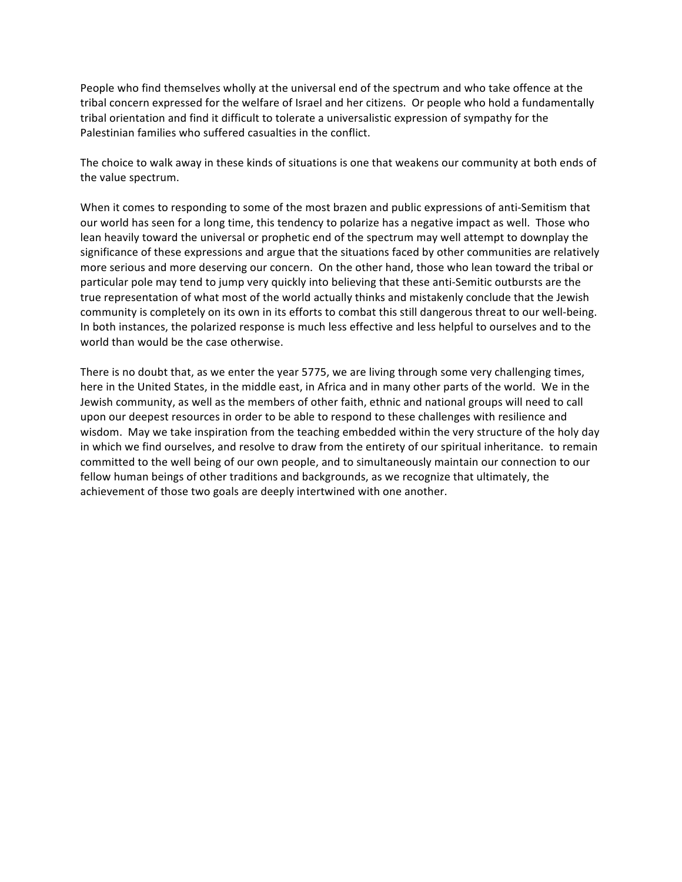People who find themselves wholly at the universal end of the spectrum and who take offence at the tribal concern expressed for the welfare of Israel and her citizens. Or people who hold a fundamentally tribal orientation and find it difficult to tolerate a universalistic expression of sympathy for the Palestinian families who suffered casualties in the conflict.

The choice to walk away in these kinds of situations is one that weakens our community at both ends of the value spectrum.

When it comes to responding to some of the most brazen and public expressions of anti-Semitism that our world has seen for a long time, this tendency to polarize has a negative impact as well. Those who lean heavily toward the universal or prophetic end of the spectrum may well attempt to downplay the significance of these expressions and argue that the situations faced by other communities are relatively more serious and more deserving our concern. On the other hand, those who lean toward the tribal or particular pole may tend to jump very quickly into believing that these anti-Semitic outbursts are the true representation of what most of the world actually thinks and mistakenly conclude that the Jewish community is completely on its own in its efforts to combat this still dangerous threat to our well-being. In both instances, the polarized response is much less effective and less helpful to ourselves and to the world than would be the case otherwise.

There is no doubt that, as we enter the year 5775, we are living through some very challenging times, here in the United States, in the middle east, in Africa and in many other parts of the world. We in the Jewish community, as well as the members of other faith, ethnic and national groups will need to call upon our deepest resources in order to be able to respond to these challenges with resilience and wisdom. May we take inspiration from the teaching embedded within the very structure of the holy day in which we find ourselves, and resolve to draw from the entirety of our spiritual inheritance. to remain committed to the well being of our own people, and to simultaneously maintain our connection to our fellow human beings of other traditions and backgrounds, as we recognize that ultimately, the achievement of those two goals are deeply intertwined with one another.